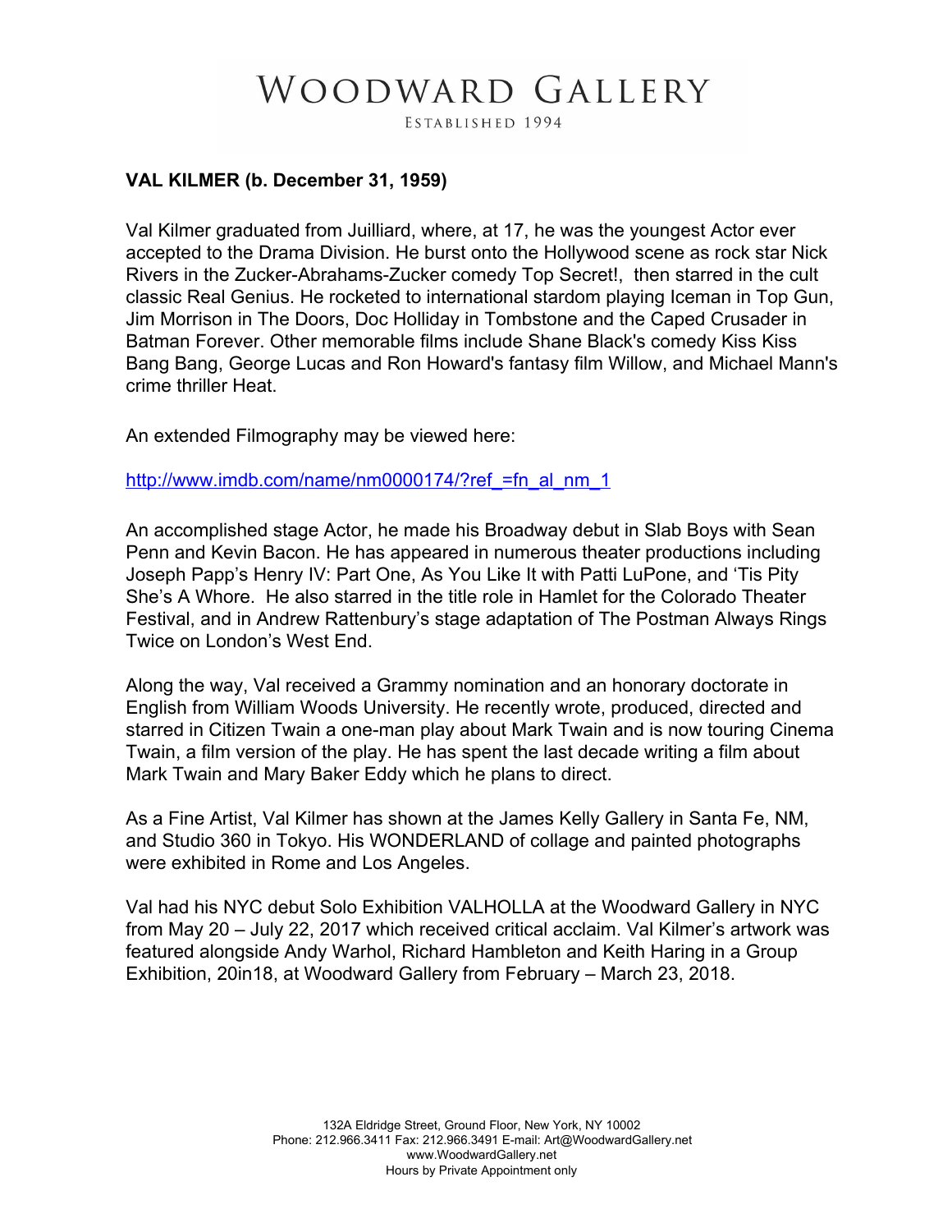# WOODWARD GALLERY

ESTABLISHED 1994

**VAL KILMER (b. December 31, 1959)**

Val Kilmer graduated from Juilliard, where, at 17, he was the youngest Actor ever accepted to the Drama Division. He burst onto the Hollywood scene as rock star Nick Rivers in the Zucker-Abrahams-Zucker comedy Top Secret!, then starred in the cult classic Real Genius. He rocketed to international stardom playing Iceman in Top Gun, Jim Morrison in The Doors, Doc Holliday in Tombstone and the Caped Crusader in Batman Forever. Other memorable films include Shane Black's comedy Kiss Kiss Bang Bang, George Lucas and Ron Howard's fantasy film Willow, and Michael Mann's crime thriller Heat.

An extended Filmography may be viewed here:

http://www.imdb.com/name/nm0000174/?ref_=fn_al_nm_1

An accomplished stage Actor, he made his Broadway debut in Slab Boys with Sean Penn and Kevin Bacon. He has appeared in numerous theater productions including Joseph Papp's Henry IV: Part One, As You Like It with Patti LuPone, and 'Tis Pity She's A Whore. He also starred in the title role in Hamlet for the Colorado Theater Festival, and in Andrew Rattenbury's stage adaptation of The Postman Always Rings Twice on London's West End.

Along the way, Val received a Grammy nomination and an honorary doctorate in English from William Woods University. He recently wrote, produced, directed and starred in Citizen Twain a one-man play about Mark Twain and is now touring Cinema Twain, a film version of the play. He has spent the last decade writing a film about Mark Twain and Mary Baker Eddy which he plans to direct.

As a Fine Artist, Val Kilmer has shown at the James Kelly Gallery in Santa Fe, NM, and Studio 360 in Tokyo. His WONDERLAND of collage and painted photographs were exhibited in Rome and Los Angeles.

Val had his NYC debut Solo Exhibition VALHOLLA at the Woodward Gallery in NYC from May 20 – July 22, 2017 which received critical acclaim. Val Kilmer's artwork was featured alongside Andy Warhol, Richard Hambleton and Keith Haring in a Group Exhibition, 20in18, at Woodward Gallery from February – March 23, 2018.

132A Eldridge Street, Ground Floor, New York, NY 10002
Phone: 212.966.3411 Fax: 212.966.3491 E-mail: Art@WoodwardGallery.net
www.WoodwardGallery.net
Hours by Private Appointment only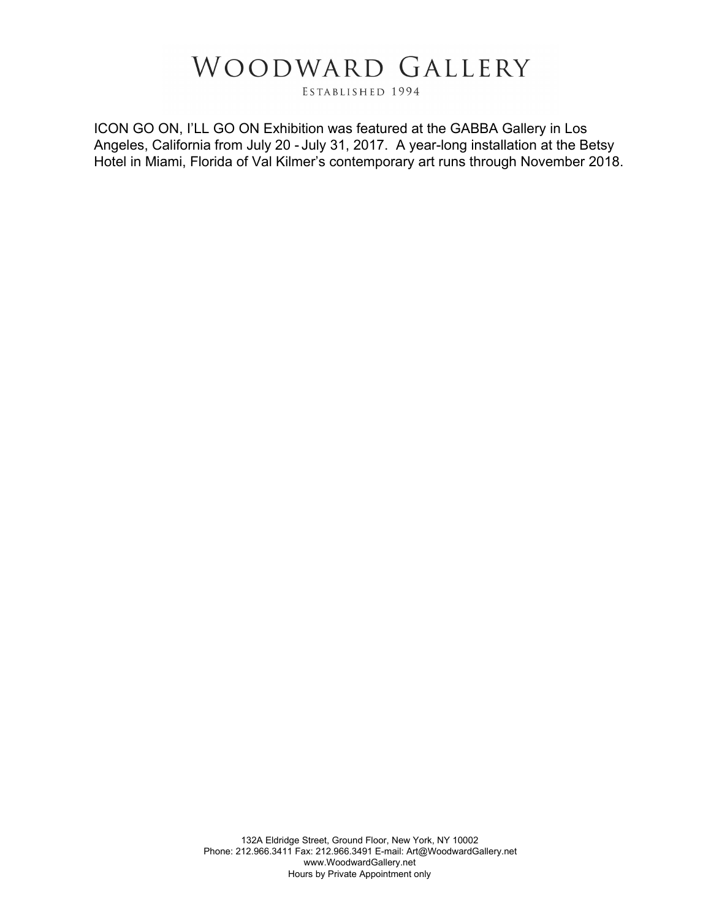ICON GO ON, I'LL GO ON Exhibition was featured at the GABBA Gallery in Los Angeles, California from July 20 - July 31, 2017. A year-long installation at the Betsy Hotel in Miami, Florida of Val Kilmer's contemporary art runs through November 2018.